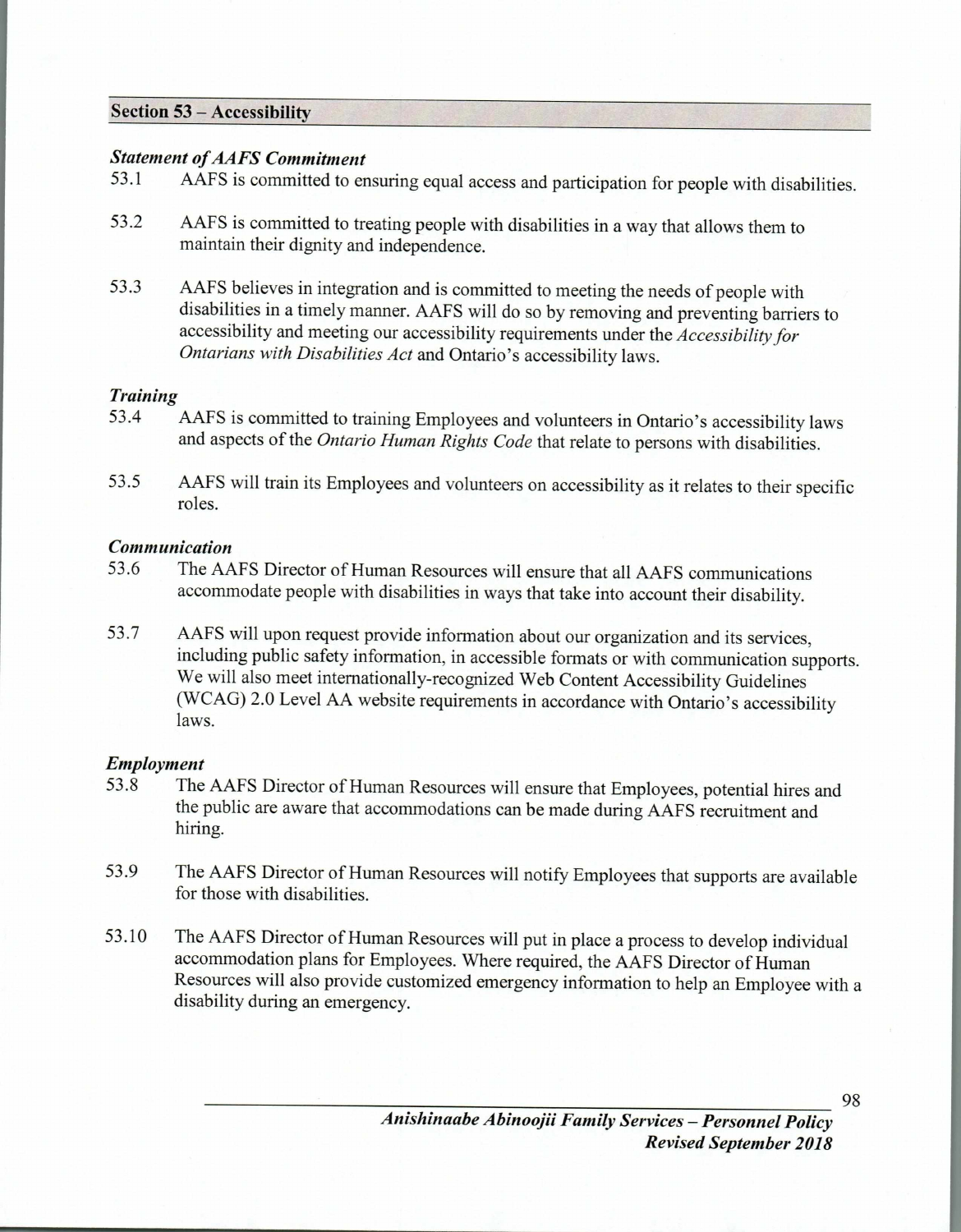## Section 53 – Accessibility

### *Statement of AAFS Commitment*

53.1 AAFS is committed to ensuring equal access and participation for people with disabilities.

53.2 AAFS is committed to treating people with disabilities in a way that allows them to maintain their dignity and independence.

53.3 AAFS believes in integration and is committed to meeting the needs of people with disabilities in a timely manner. AAFS will do so by removing and preventing barriers to accessibility and meeting our accessibility requirements under the *Accessibility for Ontarians with Disabilities Act* and Ontario's accessibility laws.

### *Training*

53.4 AAFS is committed to training Employees and volunteers in Ontario's accessibility laws and aspects of the *Ontario Human Rights Code* that relate to persons with disabilities.

53.5 AAFS will train its Employees and volunteers on accessibility as it relates to their specific roles.

### *Communication*

53.6 The AAFS Director of Human Resources will ensure that all AAFS communications accommodate people with disabilities in ways that take into account their disability.

53.7 AAFS will upon request provide information about our organization and its services, including public safety information, in accessible formats or with communication supports. We will also meet internationally-recognized Web Content Accessibility Guidelines (WCAG) 2.0 Level AA website requirements in accordance with Ontario's accessibility laws.

### *Employment*

53.8 The AAFS Director of Human Resources will ensure that Employees, potential hires and the public are aware that accommodations can be made during AAFS recruitment and hiring.

53.9 The AAFS Director of Human Resources will notify Employees that supports are available for those with disabilities.

53.10 The AAFS Director of Human Resources will put in place a process to develop individual accommodation plans for Employees. Where required, the AAFS Director of Human Resources will also provide customized emergency information to help an Employee with a disability during an emergency.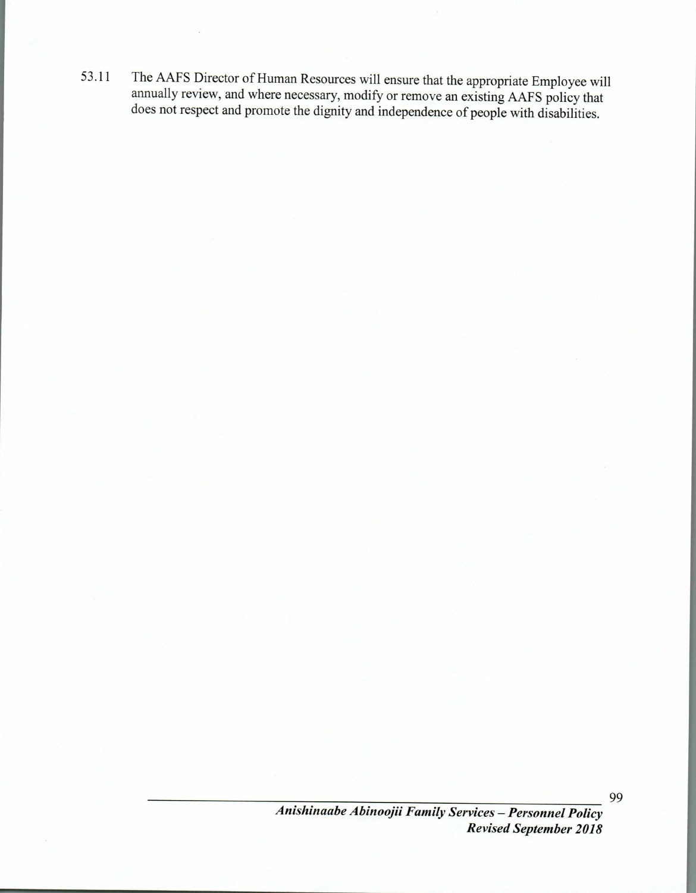53.11 The AAFS Director of Human Resources will ensure that the appropriate Employee will annually review, and where necessary, modify or remove an existing AAFS policy that does not respect and promote the dignity and independence of people with disabilities.